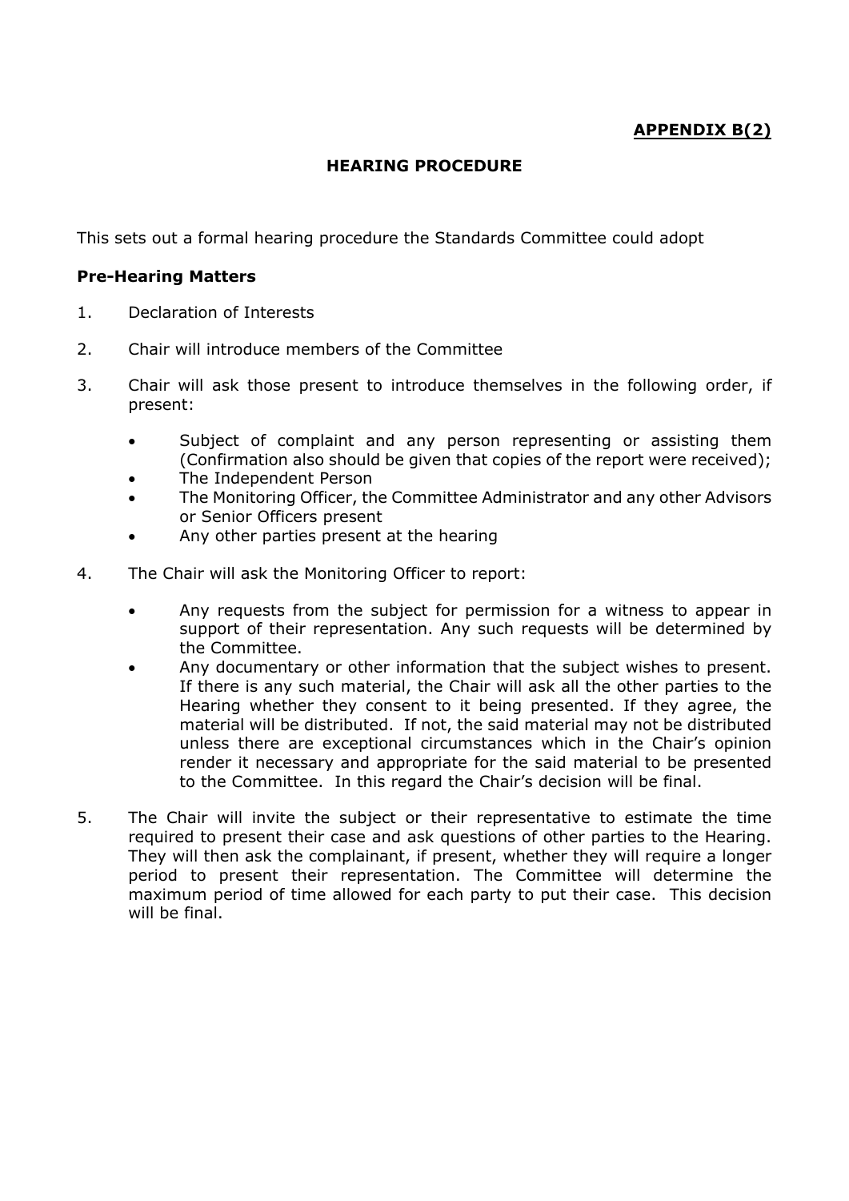**APPENDIX B(2)**

# HEARING PROCEDURE

This sets out a formal hearing procedure the Standards Committee could adopt

## Pre-Hearing Matters

1. Declaration of Interests

2. Chair will introduce members of the Committee

3. Chair will ask those present to introduce themselves in the following order, if present:

   - Subject of complaint and any person representing or assisting them (Confirmation also should be given that copies of the report were received);
   - The Independent Person
   - The Monitoring Officer, the Committee Administrator and any other Advisors or Senior Officers present
   - Any other parties present at the hearing

4. The Chair will ask the Monitoring Officer to report:

   - Any requests from the subject for permission for a witness to appear in support of their representation. Any such requests will be determined by the Committee.
   - Any documentary or other information that the subject wishes to present. If there is any such material, the Chair will ask all the other parties to the Hearing whether they consent to it being presented. If they agree, the material will be distributed. If not, the said material may not be distributed unless there are exceptional circumstances which in the Chair's opinion render it necessary and appropriate for the said material to be presented to the Committee. In this regard the Chair's decision will be final.

5. The Chair will invite the subject or their representative to estimate the time required to present their case and ask questions of other parties to the Hearing. They will then ask the complainant, if present, whether they will require a longer period to present their representation. The Committee will determine the maximum period of time allowed for each party to put their case. This decision will be final.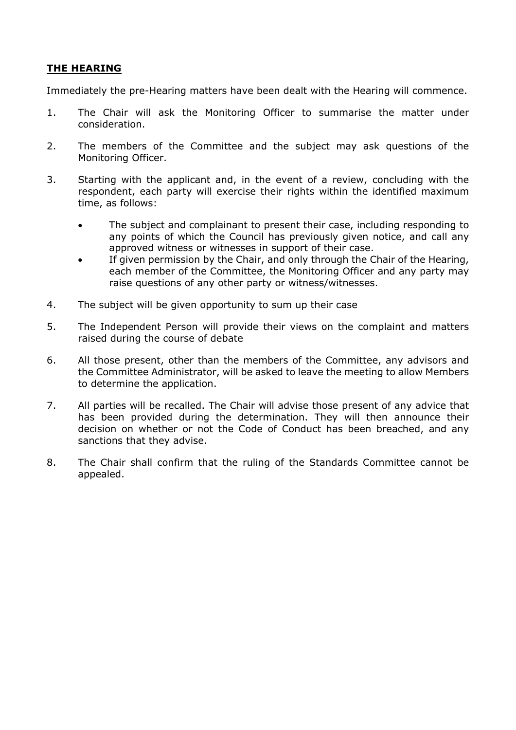## **THE HEARING**

Immediately the pre-Hearing matters have been dealt with the Hearing will commence.

1. The Chair will ask the Monitoring Officer to summarise the matter under consideration.

2. The members of the Committee and the subject may ask questions of the Monitoring Officer.

3. Starting with the applicant and, in the event of a review, concluding with the respondent, each party will exercise their rights within the identified maximum time, as follows:

   - The subject and complainant to present their case, including responding to any points of which the Council has previously given notice, and call any approved witness or witnesses in support of their case.
   - If given permission by the Chair, and only through the Chair of the Hearing, each member of the Committee, the Monitoring Officer and any party may raise questions of any other party or witness/witnesses.

4. The subject will be given opportunity to sum up their case

5. The Independent Person will provide their views on the complaint and matters raised during the course of debate

6. All those present, other than the members of the Committee, any advisors and the Committee Administrator, will be asked to leave the meeting to allow Members to determine the application.

7. All parties will be recalled. The Chair will advise those present of any advice that has been provided during the determination. They will then announce their decision on whether or not the Code of Conduct has been breached, and any sanctions that they advise.

8. The Chair shall confirm that the ruling of the Standards Committee cannot be appealed.